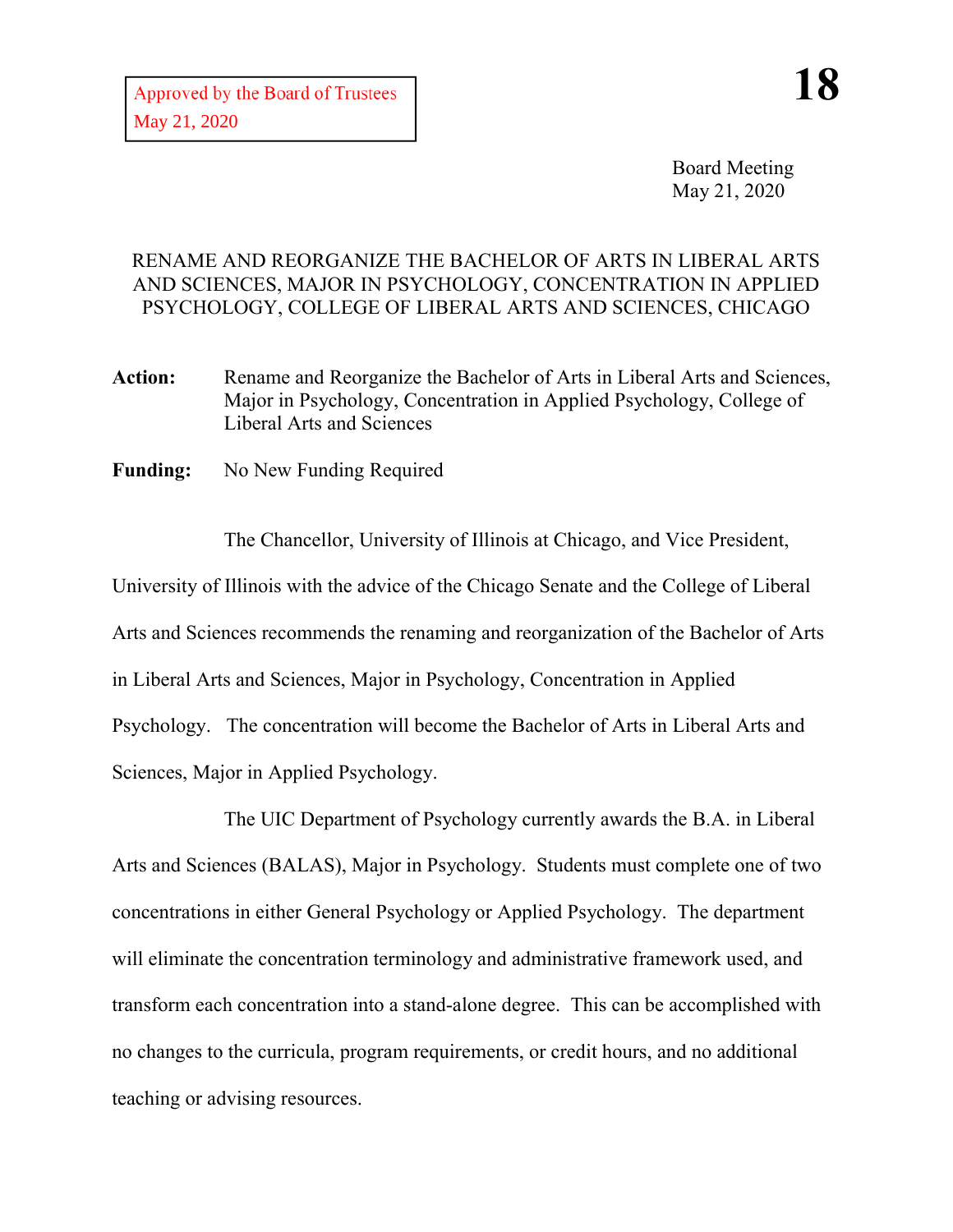Approved by the Board of Trustees
May 21, 2020

**18**

Board Meeting
May 21, 2020

# RENAME AND REORGANIZE THE BACHELOR OF ARTS IN LIBERAL ARTS AND SCIENCES, MAJOR IN PSYCHOLOGY, CONCENTRATION IN APPLIED PSYCHOLOGY, COLLEGE OF LIBERAL ARTS AND SCIENCES, CHICAGO

**Action:** Rename and Reorganize the Bachelor of Arts in Liberal Arts and Sciences, Major in Psychology, Concentration in Applied Psychology, College of Liberal Arts and Sciences

**Funding:** No New Funding Required

The Chancellor, University of Illinois at Chicago, and Vice President, University of Illinois with the advice of the Chicago Senate and the College of Liberal Arts and Sciences recommends the renaming and reorganization of the Bachelor of Arts in Liberal Arts and Sciences, Major in Psychology, Concentration in Applied Psychology. The concentration will become the Bachelor of Arts in Liberal Arts and Sciences, Major in Applied Psychology.

The UIC Department of Psychology currently awards the B.A. in Liberal Arts and Sciences (BALAS), Major in Psychology. Students must complete one of two concentrations in either General Psychology or Applied Psychology. The department will eliminate the concentration terminology and administrative framework used, and transform each concentration into a stand-alone degree. This can be accomplished with no changes to the curricula, program requirements, or credit hours, and no additional teaching or advising resources.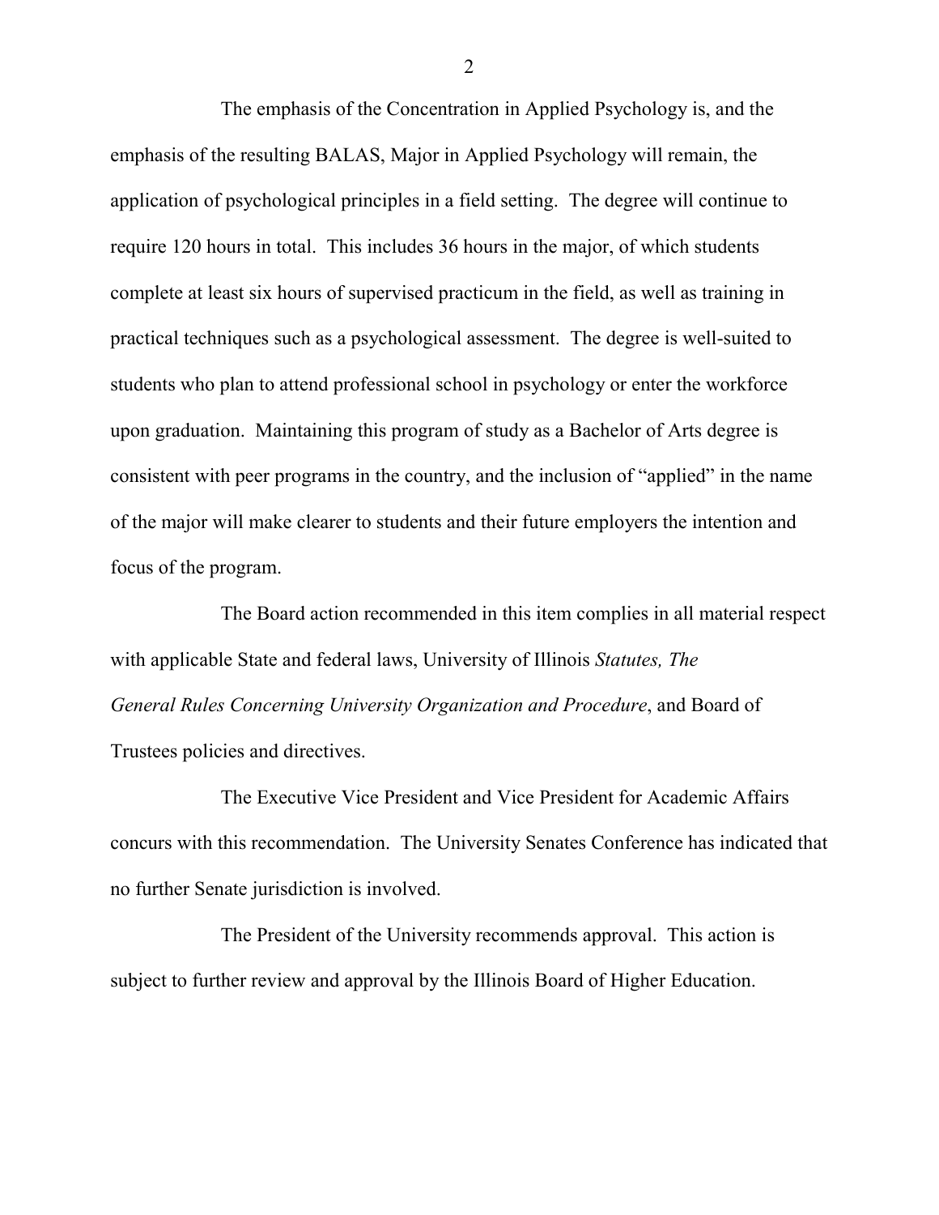The emphasis of the Concentration in Applied Psychology is, and the emphasis of the resulting BALAS, Major in Applied Psychology will remain, the application of psychological principles in a field setting. The degree will continue to require 120 hours in total. This includes 36 hours in the major, of which students complete at least six hours of supervised practicum in the field, as well as training in practical techniques such as a psychological assessment. The degree is well-suited to students who plan to attend professional school in psychology or enter the workforce upon graduation. Maintaining this program of study as a Bachelor of Arts degree is consistent with peer programs in the country, and the inclusion of "applied" in the name of the major will make clearer to students and their future employers the intention and focus of the program.

The Board action recommended in this item complies in all material respect with applicable State and federal laws, University of Illinois *Statutes, The General Rules Concerning University Organization and Procedure*, and Board of Trustees policies and directives.

The Executive Vice President and Vice President for Academic Affairs concurs with this recommendation. The University Senates Conference has indicated that no further Senate jurisdiction is involved.

The President of the University recommends approval. This action is subject to further review and approval by the Illinois Board of Higher Education.